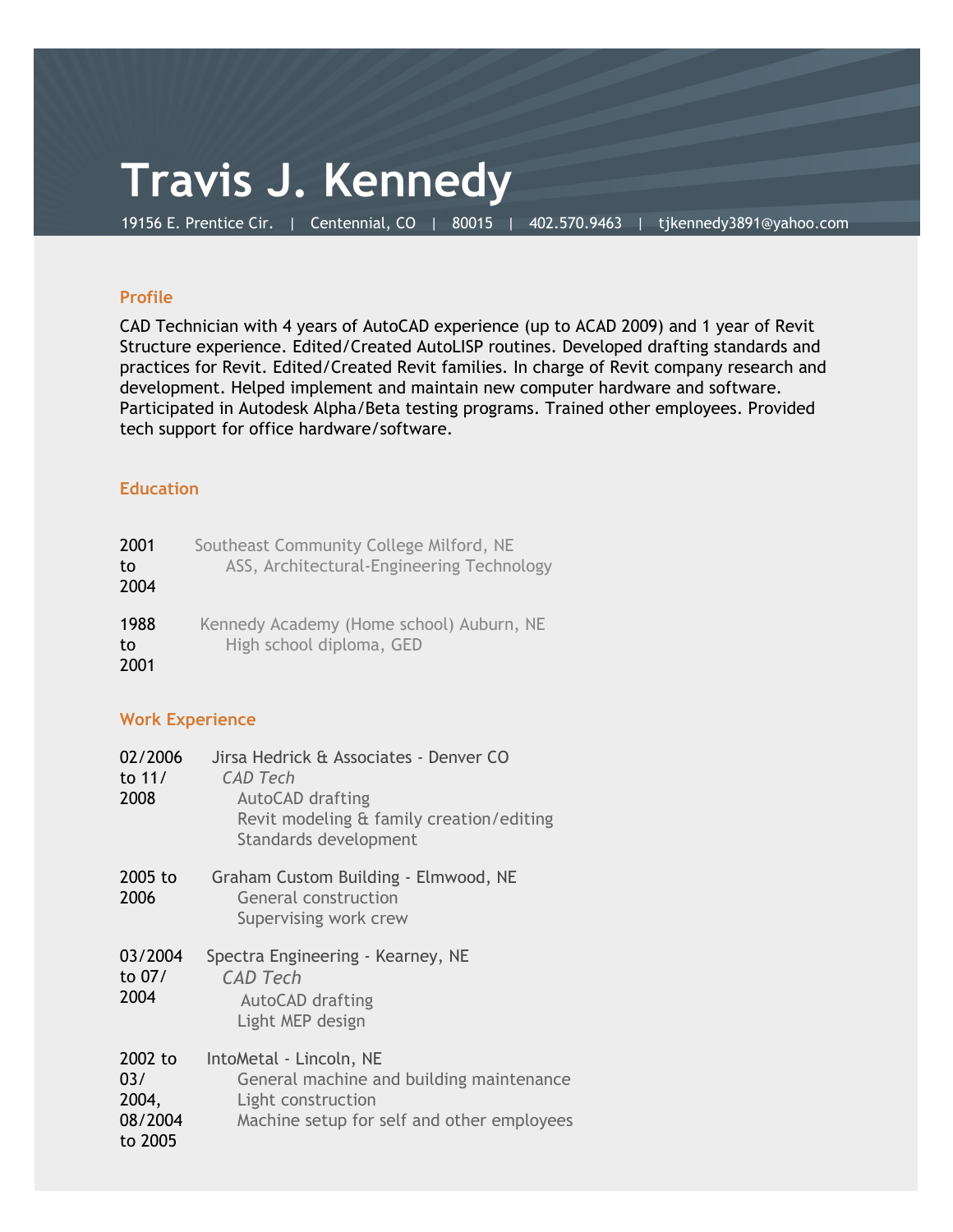# Travis J. Kennedy

19156 E. Prentice Cir. | Centennial, CO | 80015 | 402.570.9463 | tjkennedy3891@yahoo.com

## Profile

CAD Technician with 4 years of AutoCAD experience (up to ACAD 2009) and 1 year of Revit Structure experience. Edited/Created AutoLISP routines. Developed drafting standards and practices for Revit. Edited/Created Revit families. In charge of Revit company research and development. Helped implement and maintain new computer hardware and software. Participated in Autodesk Alpha/Beta testing programs. Trained other employees. Provided tech support for office hardware/software.

## Education

**2001 to 2004**
Southeast Community College Milford, NE
ASS, Architectural-Engineering Technology

**1988 to 2001**
Kennedy Academy (Home school) Auburn, NE
High school diploma, GED

## Work Experience

**02/2006 to 11/2008**
Jirsa Hedrick & Associates - Denver CO
*CAD Tech*
- AutoCAD drafting
- Revit modeling & family creation/editing
- Standards development

**2005 to 2006**
Graham Custom Building - Elmwood, NE
- General construction
- Supervising work crew

**03/2004 to 07/2004**
Spectra Engineering - Kearney, NE
*CAD Tech*
- AutoCAD drafting
- Light MEP design

**2002 to 03/2004, 08/2004 to 2005**
IntoMetal - Lincoln, NE
- General machine and building maintenance
- Light construction
- Machine setup for self and other employees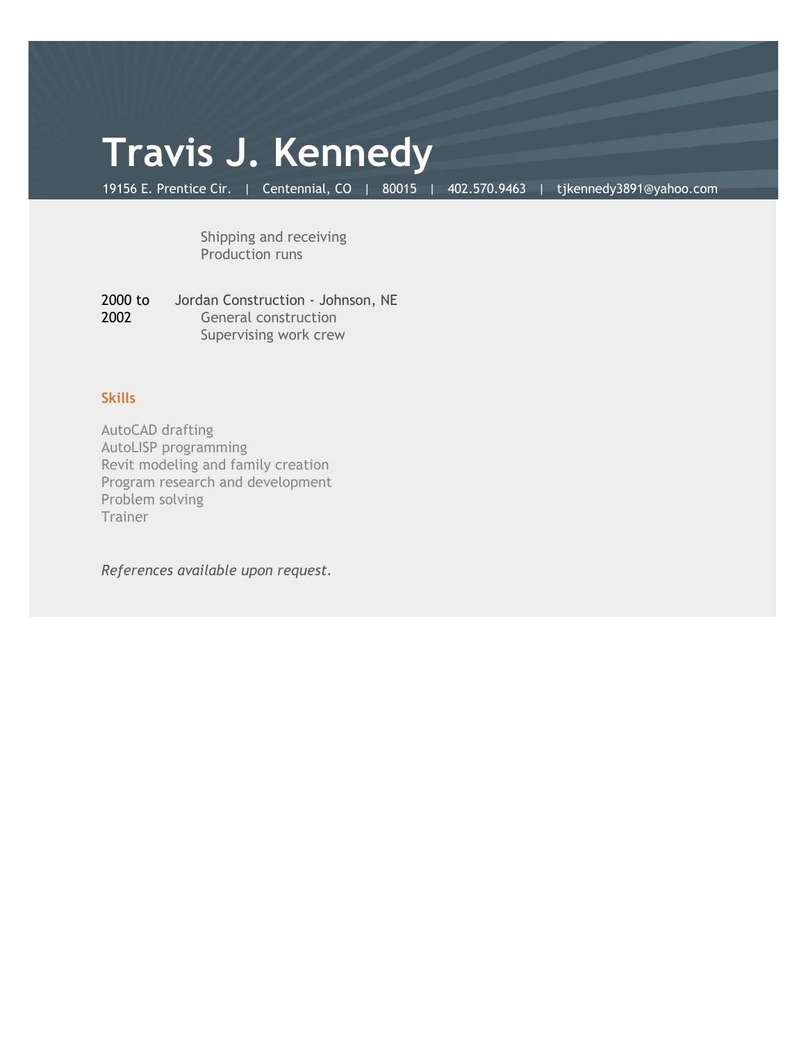# Travis J. Kennedy

19156 E. Prentice Cir. | Centennial, CO | 80015 | 402.570.9463 | tjkennedy3891@yahoo.com

- Shipping and receiving
- Production runs

**2000 to 2002** Jordan Construction - Johnson, NE

- General construction
- Supervising work crew

## Skills

AutoCAD drafting
AutoLISP programming
Revit modeling and family creation
Program research and development
Problem solving
Trainer

*References available upon request.*